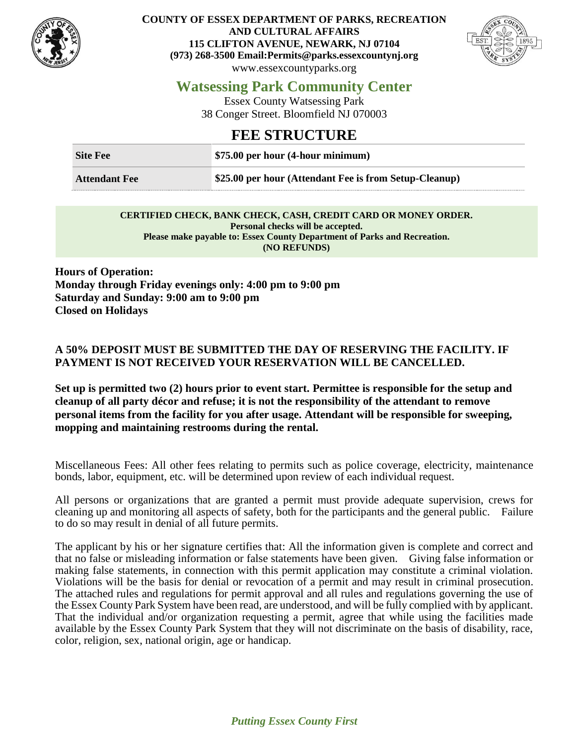**COUNTY OF ESSEX DEPARTMENT OF PARKS, RECREATION AND CULTURAL AFFAIRS**
**115 CLIFTON AVENUE, NEWARK, NJ 07104**
**(973) 268-3500 Email:Permits@parks.essexcountynj.org**
www.essexcountyparks.org

# Watsessing Park Community Center

Essex County Watsessing Park
38 Conger Street. Bloomfield NJ 070003

## FEE STRUCTURE

| | |
|---|---|
| **Site Fee** | **$75.00 per hour (4-hour minimum)** |
| **Attendant Fee** | **$25.00 per hour (Attendant Fee is from Setup-Cleanup)** |

**CERTIFIED CHECK, BANK CHECK, CASH, CREDIT CARD OR MONEY ORDER.**
**Personal checks will be accepted.**
**Please make payable to: Essex County Department of Parks and Recreation.**
**(NO REFUNDS)**

**Hours of Operation:**
**Monday through Friday evenings only: 4:00 pm to 9:00 pm**
**Saturday and Sunday: 9:00 am to 9:00 pm**
**Closed on Holidays**

**A 50% DEPOSIT MUST BE SUBMITTED THE DAY OF RESERVING THE FACILITY. IF PAYMENT IS NOT RECEIVED YOUR RESERVATION WILL BE CANCELLED.**

**Set up is permitted two (2) hours prior to event start. Permittee is responsible for the setup and cleanup of all party décor and refuse; it is not the responsibility of the attendant to remove personal items from the facility for you after usage. Attendant will be responsible for sweeping, mopping and maintaining restrooms during the rental.**

Miscellaneous Fees: All other fees relating to permits such as police coverage, electricity, maintenance bonds, labor, equipment, etc. will be determined upon review of each individual request.

All persons or organizations that are granted a permit must provide adequate supervision, crews for cleaning up and monitoring all aspects of safety, both for the participants and the general public. Failure to do so may result in denial of all future permits.

The applicant by his or her signature certifies that: All the information given is complete and correct and that no false or misleading information or false statements have been given. Giving false information or making false statements, in connection with this permit application may constitute a criminal violation. Violations will be the basis for denial or revocation of a permit and may result in criminal prosecution. The attached rules and regulations for permit approval and all rules and regulations governing the use of the Essex County Park System have been read, are understood, and will be fully complied with by applicant. That the individual and/or organization requesting a permit, agree that while using the facilities made available by the Essex County Park System that they will not discriminate on the basis of disability, race, color, religion, sex, national origin, age or handicap.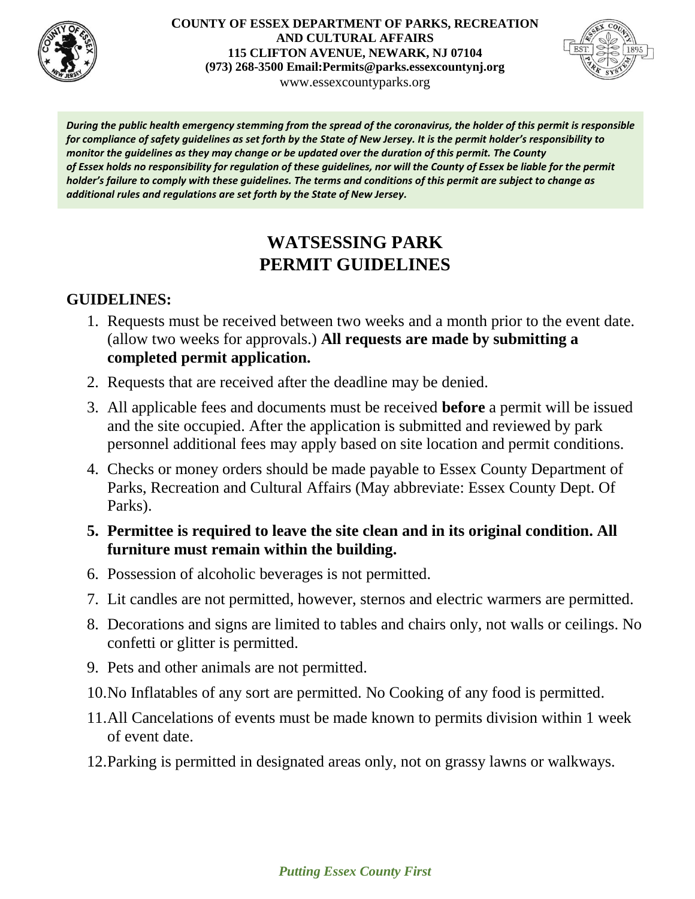**COUNTY OF ESSEX DEPARTMENT OF PARKS, RECREATION AND CULTURAL AFFAIRS**
**115 CLIFTON AVENUE, NEWARK, NJ 07104**
**(973) 268-3500 Email:Permits@parks.essexcountynj.org**
www.essexcountyparks.org

***During the public health emergency stemming from the spread of the coronavirus, the holder of this permit is responsible for compliance of safety guidelines as set forth by the State of New Jersey. It is the permit holder's responsibility to monitor the guidelines as they may change or be updated over the duration of this permit. The County of Essex holds no responsibility for regulation of these guidelines, nor will the County of Essex be liable for the permit holder's failure to comply with these guidelines. The terms and conditions of this permit are subject to change as additional rules and regulations are set forth by the State of New Jersey.***

# WATSESSING PARK
# PERMIT GUIDELINES

## GUIDELINES:

1. Requests must be received between two weeks and a month prior to the event date. (allow two weeks for approvals.) **All requests are made by submitting a completed permit application.**
2. Requests that are received after the deadline may be denied.
3. All applicable fees and documents must be received **before** a permit will be issued and the site occupied. After the application is submitted and reviewed by park personnel additional fees may apply based on site location and permit conditions.
4. Checks or money orders should be made payable to Essex County Department of Parks, Recreation and Cultural Affairs (May abbreviate: Essex County Dept. Of Parks).
5. **Permittee is required to leave the site clean and in its original condition. All furniture must remain within the building.**
6. Possession of alcoholic beverages is not permitted.
7. Lit candles are not permitted, however, sternos and electric warmers are permitted.
8. Decorations and signs are limited to tables and chairs only, not walls or ceilings. No confetti or glitter is permitted.
9. Pets and other animals are not permitted.
10. No Inflatables of any sort are permitted. No Cooking of any food is permitted.
11. All Cancelations of events must be made known to permits division within 1 week of event date.
12. Parking is permitted in designated areas only, not on grassy lawns or walkways.

***Putting Essex County First***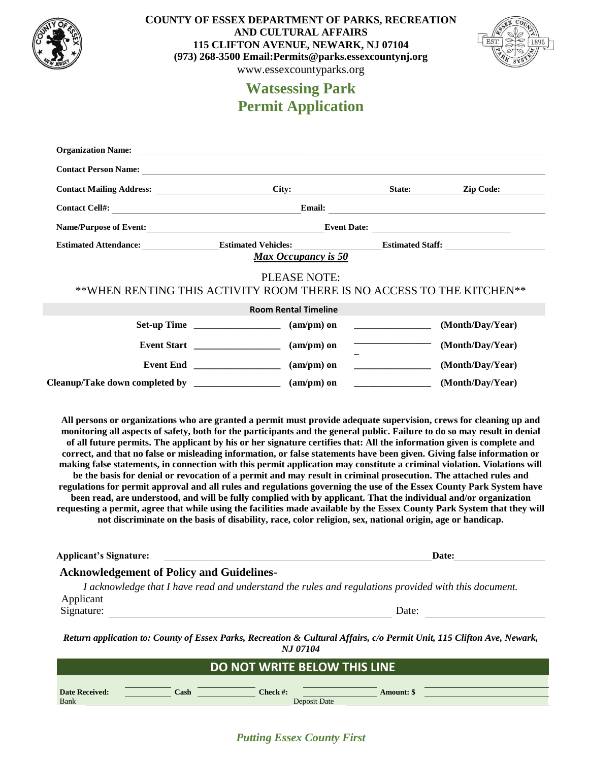**COUNTY OF ESSEX DEPARTMENT OF PARKS, RECREATION AND CULTURAL AFFAIRS**
**115 CLIFTON AVENUE, NEWARK, NJ 07104**
**(973) 268-3500 Email:Permits@parks.essexcountynj.org**
www.essexcountyparks.org

# Watsessing Park Permit Application

**Organization Name:** ______________________________

**Contact Person Name:** ______________________________

**Contact Mailing Address:** ____________ **City:** ____________ **State:** ________ **Zip Code:** ________

**Contact Cell#:** ____________________ **Email:** ____________________

**Name/Purpose of Event:** ____________________ **Event Date:** ____________________

**Estimated Attendance:** ____________ **Estimated Vehicles:** ____________ **Estimated Staff:** ____________

***Max Occupancy is 50***

PLEASE NOTE:
**WHEN RENTING THIS ACTIVITY ROOM THERE IS NO ACCESS TO THE KITCHEN**

**Room Rental Timeline**

| | | | | |
|---|---|---|---|---|
| **Set-up Time** | _________________ | **(am/pm) on** | _______________ | **(Month/Day/Year)** |
| **Event Start** | _________________ | **(am/pm) on** | _______________ | **(Month/Day/Year)** |
| **Event End** | _________________ | **(am/pm) on** | _______________ | **(Month/Day/Year)** |
| **Cleanup/Take down completed by** | _________________ | **(am/pm) on** | _______________ | **(Month/Day/Year)** |

**All persons or organizations who are granted a permit must provide adequate supervision, crews for cleaning up and monitoring all aspects of safety, both for the participants and the general public. Failure to do so may result in denial of all future permits. The applicant by his or her signature certifies that: All the information given is complete and correct, and that no false or misleading information, or false statements have been given. Giving false information or making false statements, in connection with this permit application may constitute a criminal violation. Violations will be the basis for denial or revocation of a permit and may result in criminal prosecution. The attached rules and regulations for permit approval and all rules and regulations governing the use of the Essex County Park System have been read, are understood, and will be fully complied with by applicant. That the individual and/or organization requesting a permit, agree that while using the facilities made available by the Essex County Park System that they will not discriminate on the basis of disability, race, color religion, sex, national origin, age or handicap.**

**Applicant's Signature:** ______________________________ **Date:** ____________

## Acknowledgement of Policy and Guidelines-

*I acknowledge that I have read and understand the rules and regulations provided with this document.*

Applicant Signature: ______________________________ Date: ____________

***Return application to: County of Essex Parks, Recreation & Cultural Affairs, c/o Permit Unit, 115 Clifton Ave, Newark, NJ 07104***

## DO NOT WRITE BELOW THIS LINE

**Date Received:** __________ **Cash** __________ **Check #:** __________ **Amount: $** __________

Bank __________ Deposit Date __________

*Putting Essex County First*